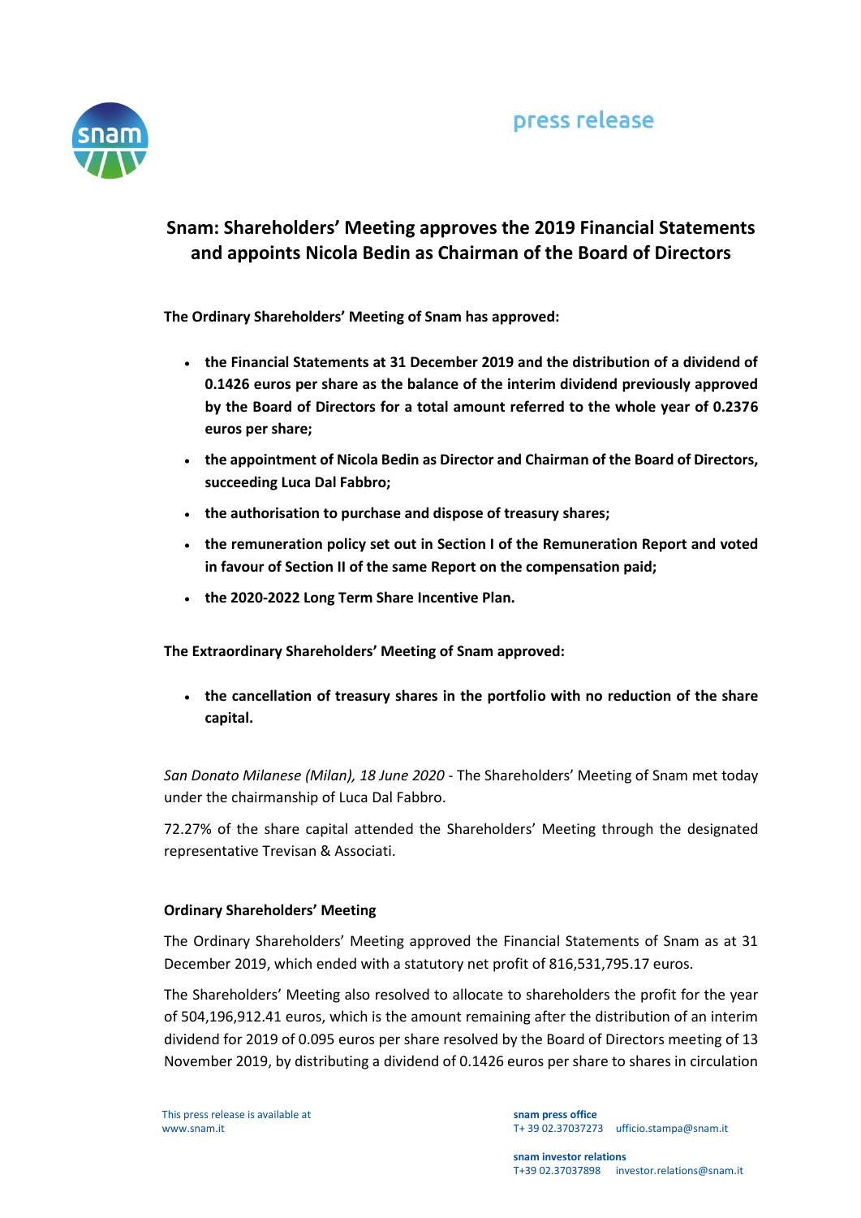press release

# Snam: Shareholders' Meeting approves the 2019 Financial Statements and appoints Nicola Bedin as Chairman of the Board of Directors

**The Ordinary Shareholders' Meeting of Snam has approved:**

- **the Financial Statements at 31 December 2019 and the distribution of a dividend of 0.1426 euros per share as the balance of the interim dividend previously approved by the Board of Directors for a total amount referred to the whole year of 0.2376 euros per share;**
- **the appointment of Nicola Bedin as Director and Chairman of the Board of Directors, succeeding Luca Dal Fabbro;**
- **the authorisation to purchase and dispose of treasury shares;**
- **the remuneration policy set out in Section I of the Remuneration Report and voted in favour of Section II of the same Report on the compensation paid;**
- **the 2020-2022 Long Term Share Incentive Plan.**

**The Extraordinary Shareholders' Meeting of Snam approved:**

- **the cancellation of treasury shares in the portfolio with no reduction of the share capital.**

*San Donato Milanese (Milan), 18 June 2020* - The Shareholders' Meeting of Snam met today under the chairmanship of Luca Dal Fabbro.

72.27% of the share capital attended the Shareholders' Meeting through the designated representative Trevisan & Associati.

**Ordinary Shareholders' Meeting**

The Ordinary Shareholders' Meeting approved the Financial Statements of Snam as at 31 December 2019, which ended with a statutory net profit of 816,531,795.17 euros.

The Shareholders' Meeting also resolved to allocate to shareholders the profit for the year of 504,196,912.41 euros, which is the amount remaining after the distribution of an interim dividend for 2019 of 0.095 euros per share resolved by the Board of Directors meeting of 13 November 2019, by distributing a dividend of 0.1426 euros per share to shares in circulation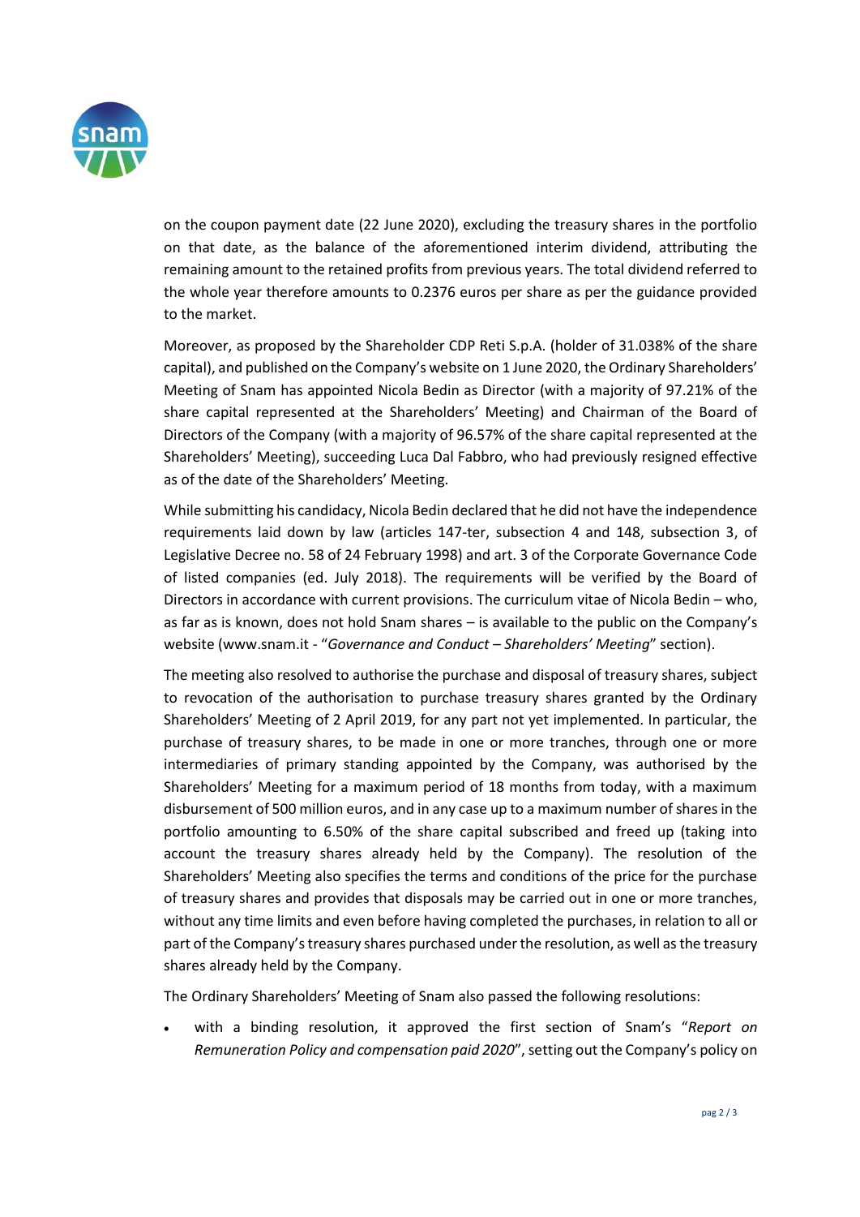on the coupon payment date (22 June 2020), excluding the treasury shares in the portfolio on that date, as the balance of the aforementioned interim dividend, attributing the remaining amount to the retained profits from previous years. The total dividend referred to the whole year therefore amounts to 0.2376 euros per share as per the guidance provided to the market.

Moreover, as proposed by the Shareholder CDP Reti S.p.A. (holder of 31.038% of the share capital), and published on the Company's website on 1 June 2020, the Ordinary Shareholders' Meeting of Snam has appointed Nicola Bedin as Director (with a majority of 97.21% of the share capital represented at the Shareholders' Meeting) and Chairman of the Board of Directors of the Company (with a majority of 96.57% of the share capital represented at the Shareholders' Meeting), succeeding Luca Dal Fabbro, who had previously resigned effective as of the date of the Shareholders' Meeting.

While submitting his candidacy, Nicola Bedin declared that he did not have the independence requirements laid down by law (articles 147-ter, subsection 4 and 148, subsection 3, of Legislative Decree no. 58 of 24 February 1998) and art. 3 of the Corporate Governance Code of listed companies (ed. July 2018). The requirements will be verified by the Board of Directors in accordance with current provisions. The curriculum vitae of Nicola Bedin – who, as far as is known, does not hold Snam shares – is available to the public on the Company's website (www.snam.it - "*Governance and Conduct – Shareholders' Meeting*" section).

The meeting also resolved to authorise the purchase and disposal of treasury shares, subject to revocation of the authorisation to purchase treasury shares granted by the Ordinary Shareholders' Meeting of 2 April 2019, for any part not yet implemented. In particular, the purchase of treasury shares, to be made in one or more tranches, through one or more intermediaries of primary standing appointed by the Company, was authorised by the Shareholders' Meeting for a maximum period of 18 months from today, with a maximum disbursement of 500 million euros, and in any case up to a maximum number of shares in the portfolio amounting to 6.50% of the share capital subscribed and freed up (taking into account the treasury shares already held by the Company). The resolution of the Shareholders' Meeting also specifies the terms and conditions of the price for the purchase of treasury shares and provides that disposals may be carried out in one or more tranches, without any time limits and even before having completed the purchases, in relation to all or part of the Company's treasury shares purchased under the resolution, as well as the treasury shares already held by the Company.

The Ordinary Shareholders' Meeting of Snam also passed the following resolutions:

- with a binding resolution, it approved the first section of Snam's "*Report on Remuneration Policy and compensation paid 2020*", setting out the Company's policy on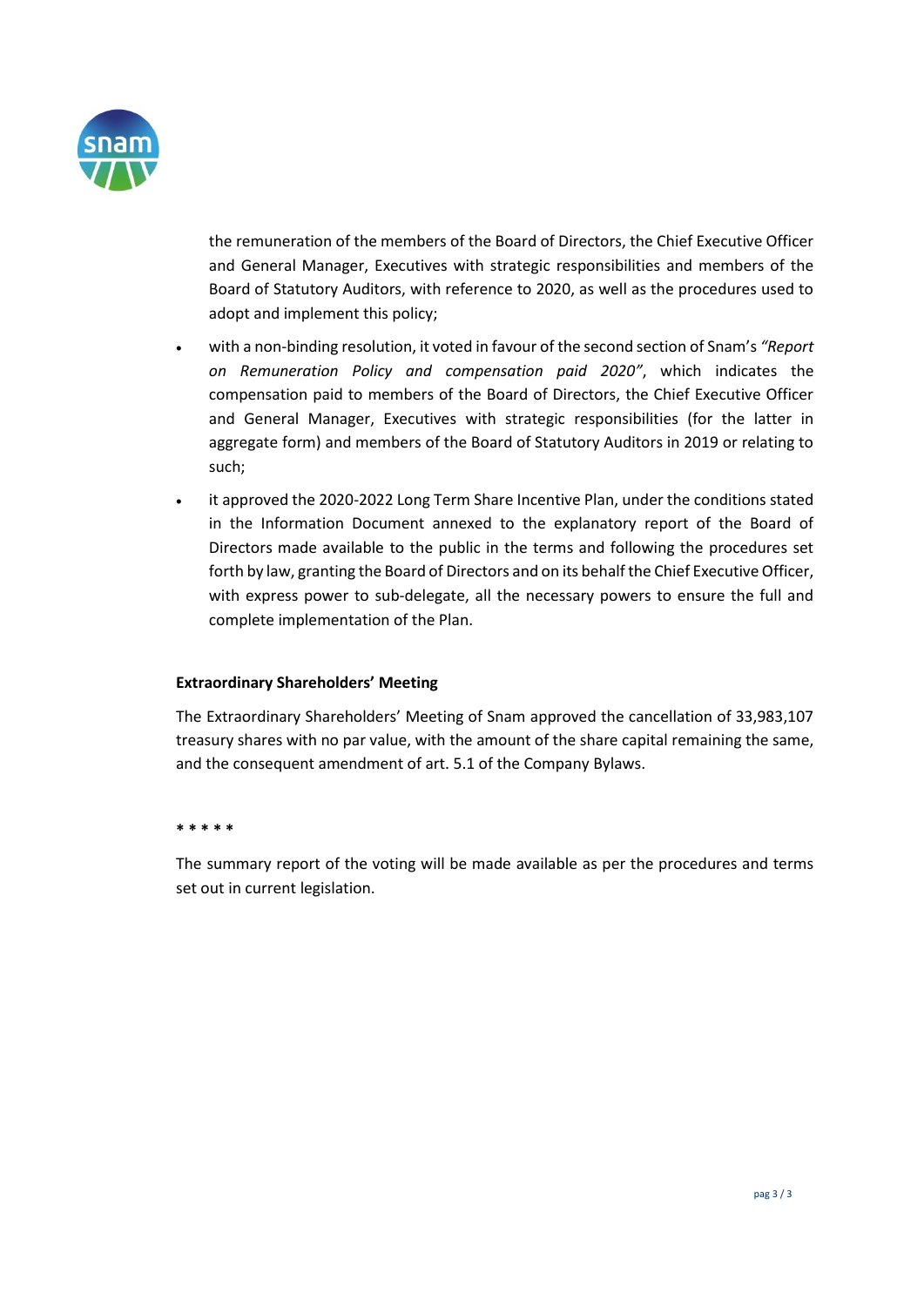the remuneration of the members of the Board of Directors, the Chief Executive Officer and General Manager, Executives with strategic responsibilities and members of the Board of Statutory Auditors, with reference to 2020, as well as the procedures used to adopt and implement this policy;

- with a non-binding resolution, it voted in favour of the second section of Snam's *"Report on Remuneration Policy and compensation paid 2020"*, which indicates the compensation paid to members of the Board of Directors, the Chief Executive Officer and General Manager, Executives with strategic responsibilities (for the latter in aggregate form) and members of the Board of Statutory Auditors in 2019 or relating to such;
- it approved the 2020-2022 Long Term Share Incentive Plan, under the conditions stated in the Information Document annexed to the explanatory report of the Board of Directors made available to the public in the terms and following the procedures set forth by law, granting the Board of Directors and on its behalf the Chief Executive Officer, with express power to sub-delegate, all the necessary powers to ensure the full and complete implementation of the Plan.

**Extraordinary Shareholders' Meeting**

The Extraordinary Shareholders' Meeting of Snam approved the cancellation of 33,983,107 treasury shares with no par value, with the amount of the share capital remaining the same, and the consequent amendment of art. 5.1 of the Company Bylaws.

**\* \* \* \* \***

The summary report of the voting will be made available as per the procedures and terms set out in current legislation.